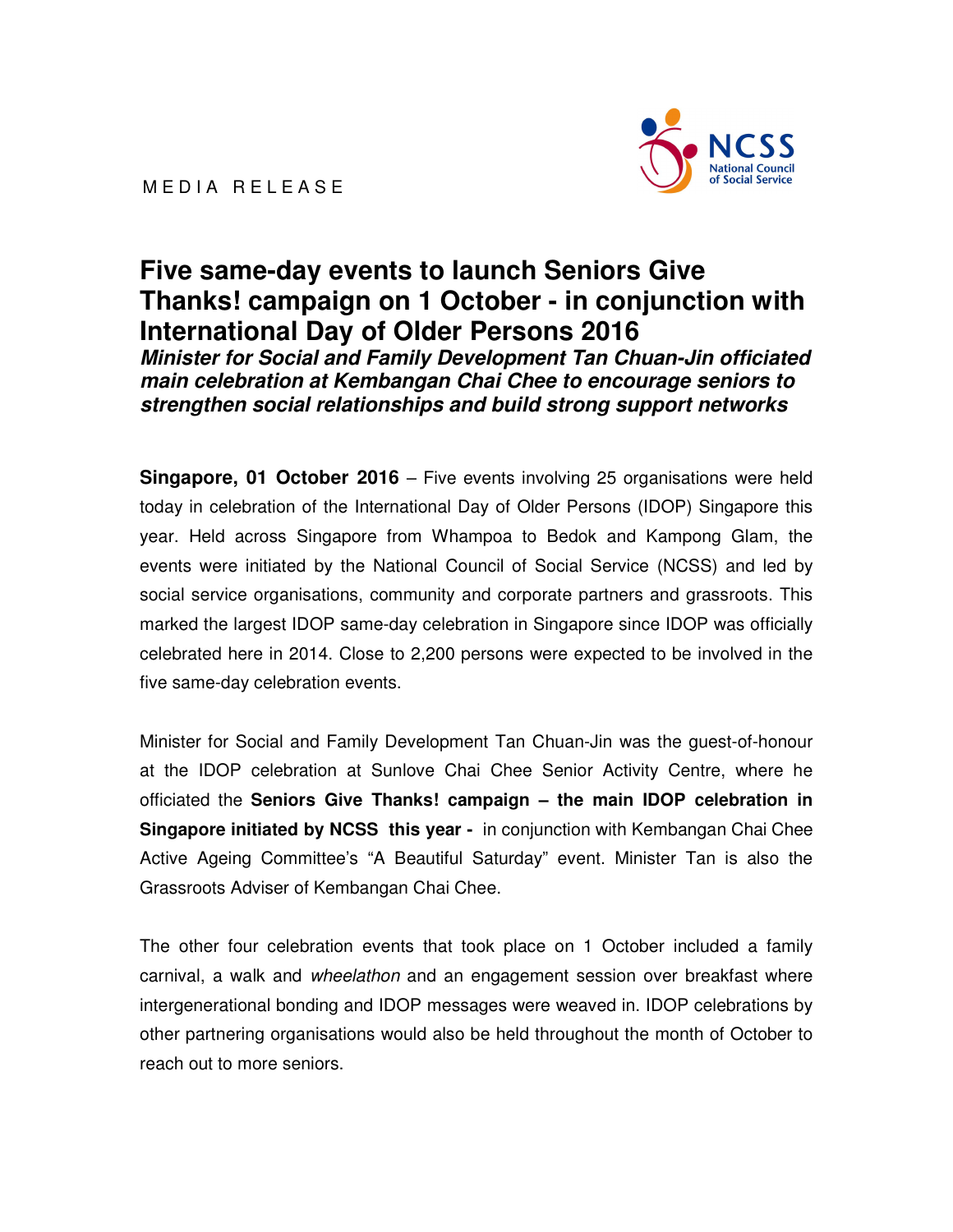MEDIA RELEASE

# Five same-day events to launch Seniors Give Thanks! campaign on 1 October - in conjunction with International Day of Older Persons 2016

***Minister for Social and Family Development Tan Chuan-Jin officiated main celebration at Kembangan Chai Chee to encourage seniors to strengthen social relationships and build strong support networks***

**Singapore, 01 October 2016** – Five events involving 25 organisations were held today in celebration of the International Day of Older Persons (IDOP) Singapore this year. Held across Singapore from Whampoa to Bedok and Kampong Glam, the events were initiated by the National Council of Social Service (NCSS) and led by social service organisations, community and corporate partners and grassroots. This marked the largest IDOP same-day celebration in Singapore since IDOP was officially celebrated here in 2014. Close to 2,200 persons were expected to be involved in the five same-day celebration events.

Minister for Social and Family Development Tan Chuan-Jin was the guest-of-honour at the IDOP celebration at Sunlove Chai Chee Senior Activity Centre, where he officiated the **Seniors Give Thanks! campaign – the main IDOP celebration in Singapore initiated by NCSS this year -** in conjunction with Kembangan Chai Chee Active Ageing Committee's "A Beautiful Saturday" event. Minister Tan is also the Grassroots Adviser of Kembangan Chai Chee.

The other four celebration events that took place on 1 October included a family carnival, a walk and *wheelathon* and an engagement session over breakfast where intergenerational bonding and IDOP messages were weaved in. IDOP celebrations by other partnering organisations would also be held throughout the month of October to reach out to more seniors.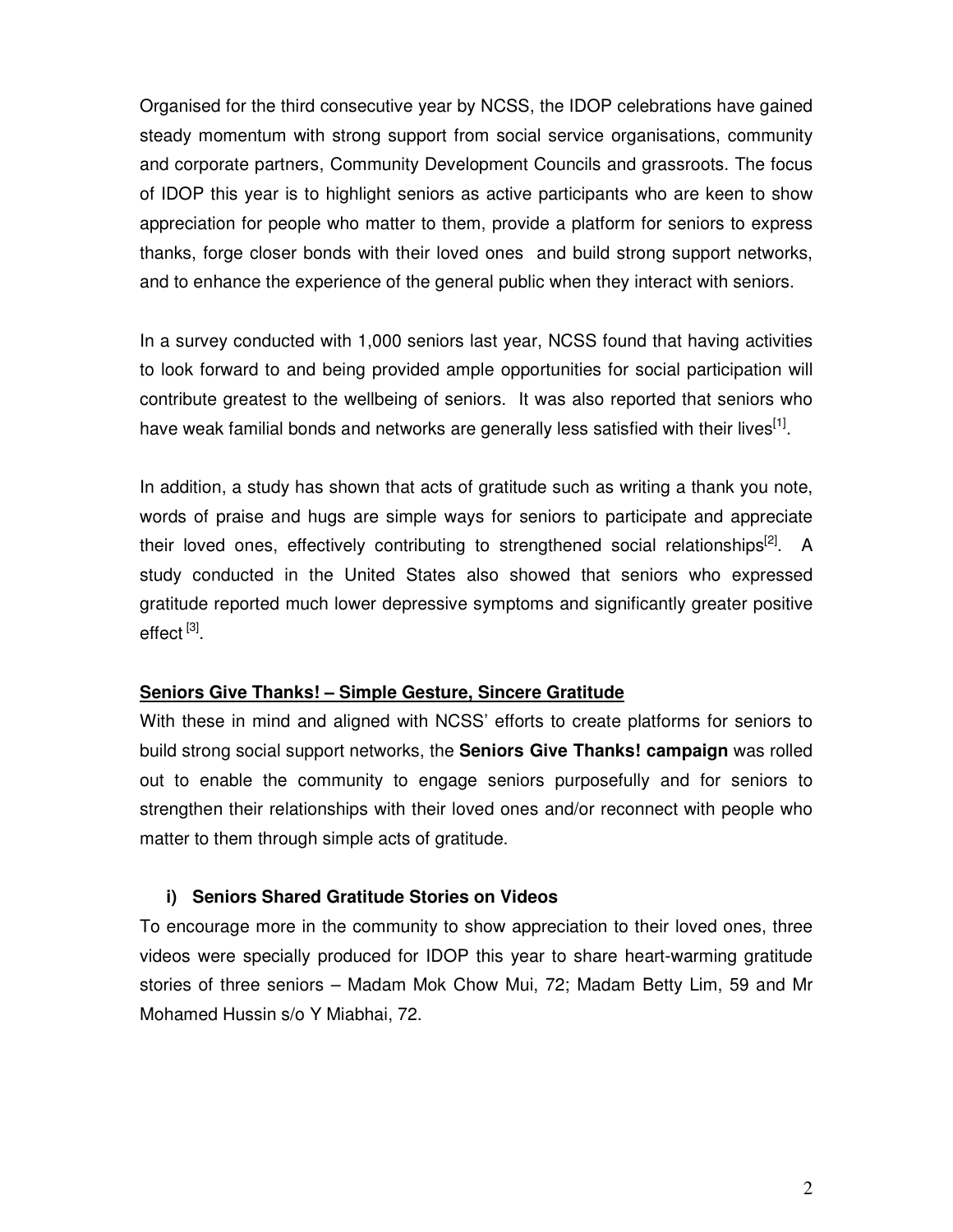Organised for the third consecutive year by NCSS, the IDOP celebrations have gained steady momentum with strong support from social service organisations, community and corporate partners, Community Development Councils and grassroots. The focus of IDOP this year is to highlight seniors as active participants who are keen to show appreciation for people who matter to them, provide a platform for seniors to express thanks, forge closer bonds with their loved ones and build strong support networks, and to enhance the experience of the general public when they interact with seniors.

In a survey conducted with 1,000 seniors last year, NCSS found that having activities to look forward to and being provided ample opportunities for social participation will contribute greatest to the wellbeing of seniors. It was also reported that seniors who have weak familial bonds and networks are generally less satisfied with their lives[1].

In addition, a study has shown that acts of gratitude such as writing a thank you note, words of praise and hugs are simple ways for seniors to participate and appreciate their loved ones, effectively contributing to strengthened social relationships[2]. A study conducted in the United States also showed that seniors who expressed gratitude reported much lower depressive symptoms and significantly greater positive effect [3].

## Seniors Give Thanks! – Simple Gesture, Sincere Gratitude

With these in mind and aligned with NCSS' efforts to create platforms for seniors to build strong social support networks, the **Seniors Give Thanks! campaign** was rolled out to enable the community to engage seniors purposefully and for seniors to strengthen their relationships with their loved ones and/or reconnect with people who matter to them through simple acts of gratitude.

### i) Seniors Shared Gratitude Stories on Videos

To encourage more in the community to show appreciation to their loved ones, three videos were specially produced for IDOP this year to share heart-warming gratitude stories of three seniors – Madam Mok Chow Mui, 72; Madam Betty Lim, 59 and Mr Mohamed Hussin s/o Y Miabhai, 72.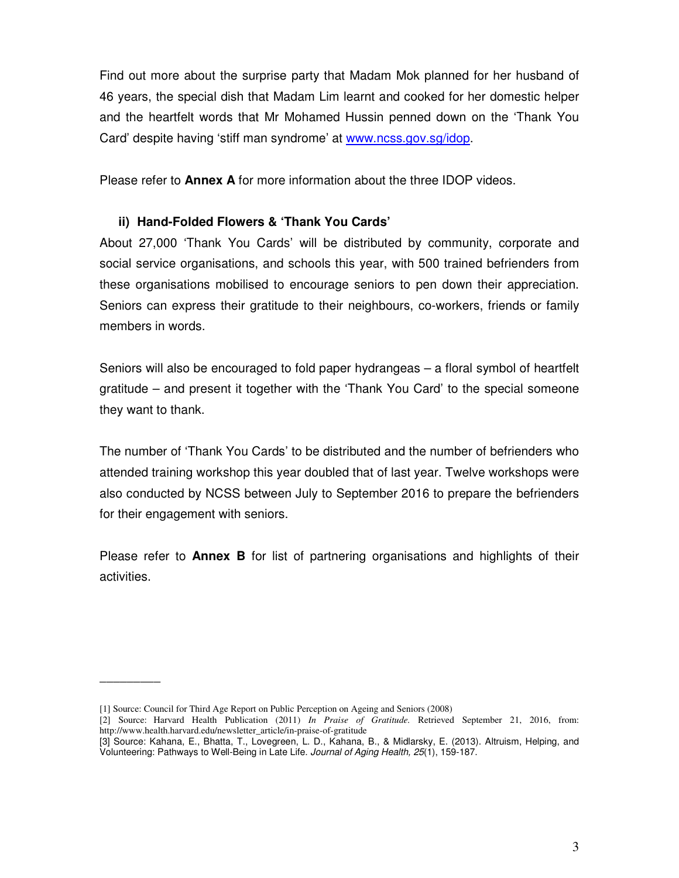Find out more about the surprise party that Madam Mok planned for her husband of 46 years, the special dish that Madam Lim learnt and cooked for her domestic helper and the heartfelt words that Mr Mohamed Hussin penned down on the 'Thank You Card' despite having 'stiff man syndrome' at [www.ncss.gov.sg/idop](www.ncss.gov.sg/idop).

Please refer to **Annex A** for more information about the three IDOP videos.

### ii) Hand-Folded Flowers & 'Thank You Cards'

About 27,000 'Thank You Cards' will be distributed by community, corporate and social service organisations, and schools this year, with 500 trained befrienders from these organisations mobilised to encourage seniors to pen down their appreciation. Seniors can express their gratitude to their neighbours, co-workers, friends or family members in words.

Seniors will also be encouraged to fold paper hydrangeas – a floral symbol of heartfelt gratitude – and present it together with the 'Thank You Card' to the special someone they want to thank.

The number of 'Thank You Cards' to be distributed and the number of befrienders who attended training workshop this year doubled that of last year. Twelve workshops were also conducted by NCSS between July to September 2016 to prepare the befrienders for their engagement with seniors.

Please refer to **Annex B** for list of partnering organisations and highlights of their activities.

---

[1] Source: Council for Third Age Report on Public Perception on Ageing and Seniors (2008)

[2] Source: Harvard Health Publication (2011) *In Praise of Gratitude.* Retrieved September 21, 2016, from: http://www.health.harvard.edu/newsletter_article/in-praise-of-gratitude

[3] Source: Kahana, E., Bhatta, T., Lovegreen, L. D., Kahana, B., & Midlarsky, E. (2013). Altruism, Helping, and Volunteering: Pathways to Well-Being in Late Life. *Journal of Aging Health, 25*(1), 159-187.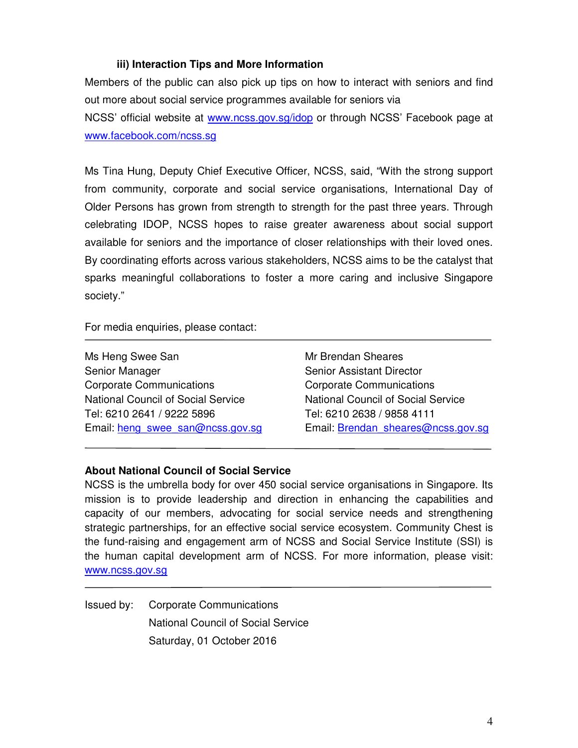### iii) Interaction Tips and More Information

Members of the public can also pick up tips on how to interact with seniors and find out more about social service programmes available for seniors via NCSS' official website at www.ncss.gov.sg/idop or through NCSS' Facebook page at www.facebook.com/ncss.sg

Ms Tina Hung, Deputy Chief Executive Officer, NCSS, said, "With the strong support from community, corporate and social service organisations, International Day of Older Persons has grown from strength to strength for the past three years. Through celebrating IDOP, NCSS hopes to raise greater awareness about social support available for seniors and the importance of closer relationships with their loved ones. By coordinating efforts across various stakeholders, NCSS aims to be the catalyst that sparks meaningful collaborations to foster a more caring and inclusive Singapore society."

For media enquiries, please contact:

Ms Heng Swee San
Senior Manager
Corporate Communications
National Council of Social Service
Tel: 6210 2641 / 9222 5896
Email: heng_swee_san@ncss.gov.sg

Mr Brendan Sheares
Senior Assistant Director
Corporate Communications
National Council of Social Service
Tel: 6210 2638 / 9858 4111
Email: Brendan_sheares@ncss.gov.sg

**About National Council of Social Service**

NCSS is the umbrella body for over 450 social service organisations in Singapore. Its mission is to provide leadership and direction in enhancing the capabilities and capacity of our members, advocating for social service needs and strengthening strategic partnerships, for an effective social service ecosystem. Community Chest is the fund-raising and engagement arm of NCSS and Social Service Institute (SSI) is the human capital development arm of NCSS. For more information, please visit: www.ncss.gov.sg

Issued by: Corporate Communications
National Council of Social Service
Saturday, 01 October 2016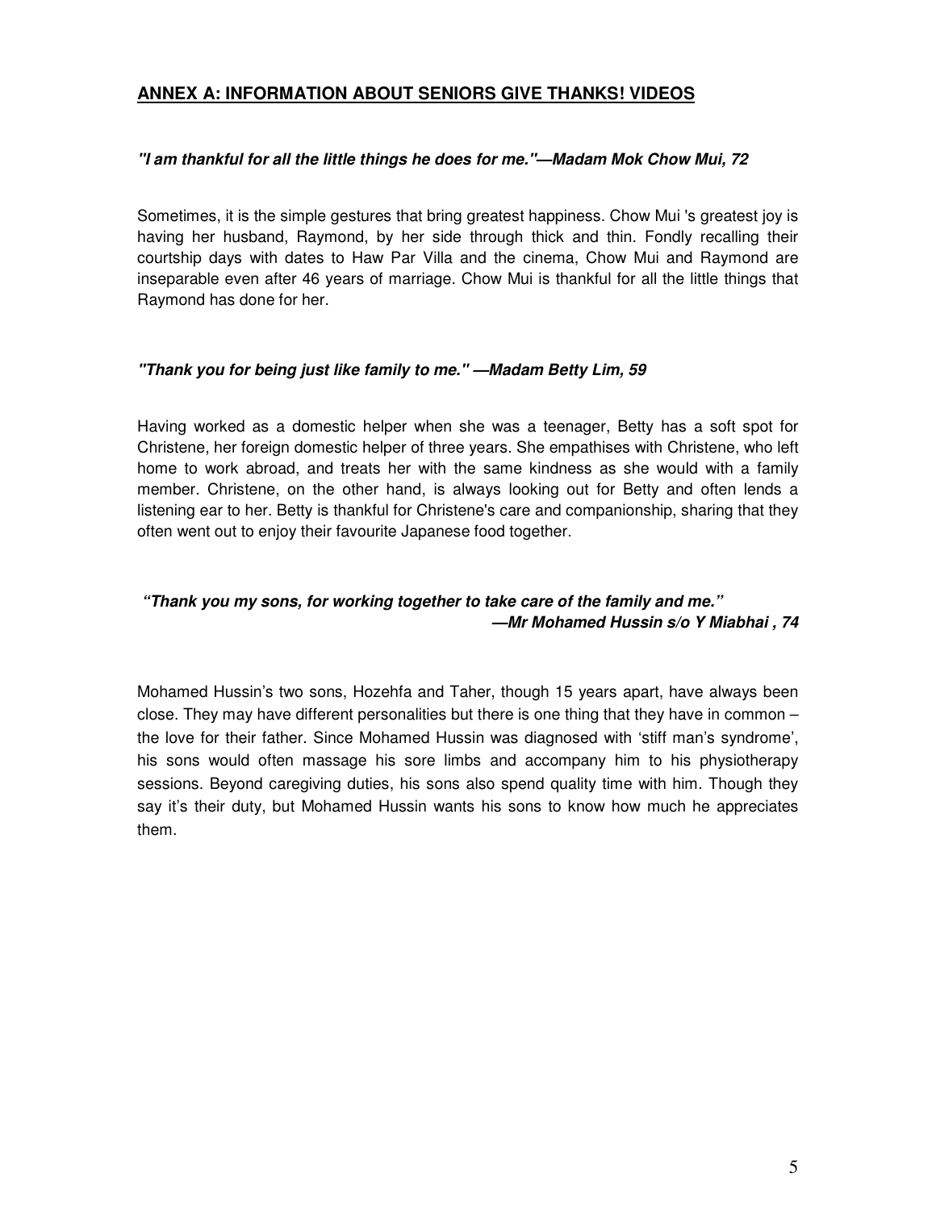## ANNEX A: INFORMATION ABOUT SENIORS GIVE THANKS! VIDEOS

***"I am thankful for all the little things he does for me."—Madam Mok Chow Mui, 72***

Sometimes, it is the simple gestures that bring greatest happiness. Chow Mui 's greatest joy is having her husband, Raymond, by her side through thick and thin. Fondly recalling their courtship days with dates to Haw Par Villa and the cinema, Chow Mui and Raymond are inseparable even after 46 years of marriage. Chow Mui is thankful for all the little things that Raymond has done for her.

***"Thank you for being just like family to me." —Madam Betty Lim, 59***

Having worked as a domestic helper when she was a teenager, Betty has a soft spot for Christene, her foreign domestic helper of three years. She empathises with Christene, who left home to work abroad, and treats her with the same kindness as she would with a family member. Christene, on the other hand, is always looking out for Betty and often lends a listening ear to her. Betty is thankful for Christene's care and companionship, sharing that they often went out to enjoy their favourite Japanese food together.

***"Thank you my sons, for working together to take care of the family and me."***
***—Mr Mohamed Hussin s/o Y Miabhai , 74***

Mohamed Hussin's two sons, Hozehfa and Taher, though 15 years apart, have always been close. They may have different personalities but there is one thing that they have in common – the love for their father. Since Mohamed Hussin was diagnosed with 'stiff man's syndrome', his sons would often massage his sore limbs and accompany him to his physiotherapy sessions. Beyond caregiving duties, his sons also spend quality time with him. Though they say it's their duty, but Mohamed Hussin wants his sons to know how much he appreciates them.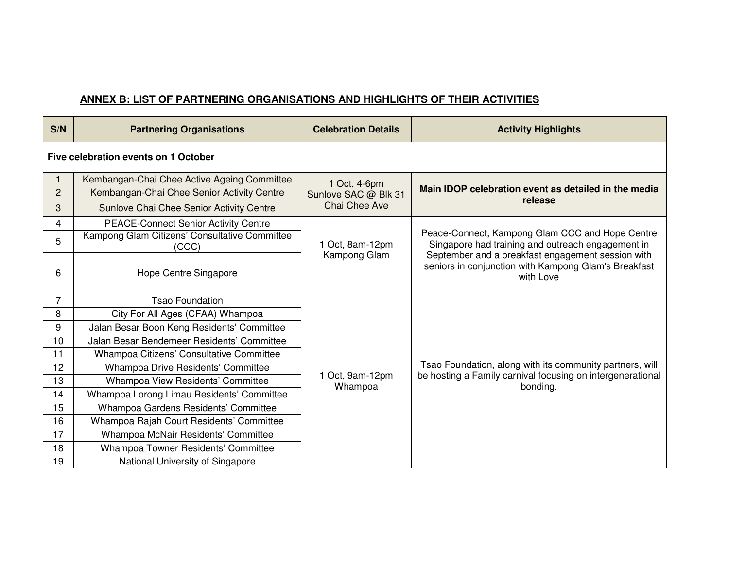## ANNEX B: LIST OF PARTNERING ORGANISATIONS AND HIGHLIGHTS OF THEIR ACTIVITIES

| S/N | Partnering Organisations | Celebration Details | Activity Highlights |
|---|---|---|---|
| **Five celebration events on 1 October** | | | |
| 1 | Kembangan-Chai Chee Active Ageing Committee | 1 Oct, 4-6pm Sunlove SAC @ Blk 31 Chai Chee Ave | **Main IDOP celebration event as detailed in the media release** |
| 2 | Kembangan-Chai Chee Senior Activity Centre | | |
| 3 | Sunlove Chai Chee Senior Activity Centre | | |
| 4 | PEACE-Connect Senior Activity Centre | 1 Oct, 8am-12pm Kampong Glam | Peace-Connect, Kampong Glam CCC and Hope Centre Singapore had training and outreach engagement in September and a breakfast engagement session with seniors in conjunction with Kampong Glam's Breakfast with Love |
| 5 | Kampong Glam Citizens' Consultative Committee (CCC) | | |
| 6 | Hope Centre Singapore | | |
| 7 | Tsao Foundation | 1 Oct, 9am-12pm Whampoa | Tsao Foundation, along with its community partners, will be hosting a Family carnival focusing on intergenerational bonding. |
| 8 | City For All Ages (CFAA) Whampoa | | |
| 9 | Jalan Besar Boon Keng Residents' Committee | | |
| 10 | Jalan Besar Bendemeer Residents' Committee | | |
| 11 | Whampoa Citizens' Consultative Committee | | |
| 12 | Whampoa Drive Residents' Committee | | |
| 13 | Whampoa View Residents' Committee | | |
| 14 | Whampoa Lorong Limau Residents' Committee | | |
| 15 | Whampoa Gardens Residents' Committee | | |
| 16 | Whampoa Rajah Court Residents' Committee | | |
| 17 | Whampoa McNair Residents' Committee | | |
| 18 | Whampoa Towner Residents' Committee | | |
| 19 | National University of Singapore | | |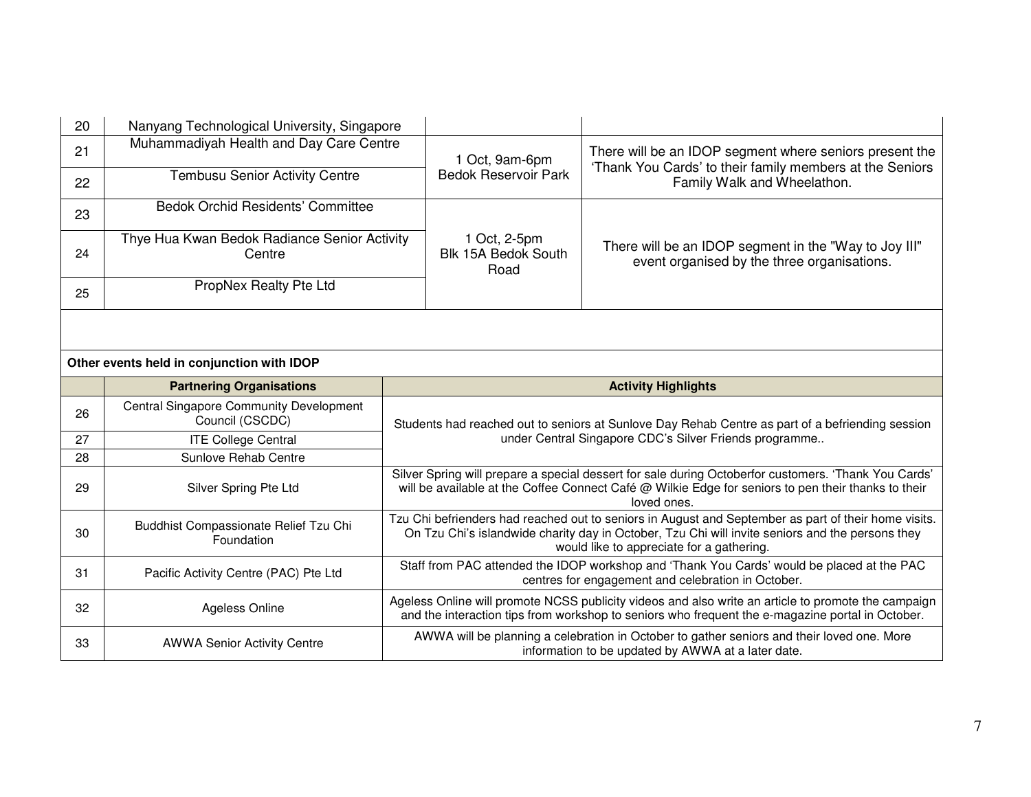| | | | |
|---|---|---|---|
| 20 | Nanyang Technological University, Singapore | | |
| 21 | Muhammadiyah Health and Day Care Centre | 1 Oct, 9am-6pm Bedok Reservoir Park | There will be an IDOP segment where seniors present the 'Thank You Cards' to their family members at the Seniors Family Walk and Wheelathon. |
| 22 | Tembusu Senior Activity Centre | | |
| 23 | Bedok Orchid Residents' Committee | 1 Oct, 2-5pm Blk 15A Bedok South Road | There will be an IDOP segment in the "Way to Joy III" event organised by the three organisations. |
| 24 | Thye Hua Kwan Bedok Radiance Senior Activity Centre | | |
| 25 | PropNex Realty Pte Ltd | | |

**Other events held in conjunction with IDOP**

| | Partnering Organisations | Activity Highlights |
|---|---|---|
| 26 | Central Singapore Community Development Council (CSCDC) | Students had reached out to seniors at Sunlove Day Rehab Centre as part of a befriending session under Central Singapore CDC's Silver Friends programme.. |
| 27 | ITE College Central | |
| 28 | Sunlove Rehab Centre | |
| 29 | Silver Spring Pte Ltd | Silver Spring will prepare a special dessert for sale during Octoberfor customers. 'Thank You Cards' will be available at the Coffee Connect Café @ Wilkie Edge for seniors to pen their thanks to their loved ones. |
| 30 | Buddhist Compassionate Relief Tzu Chi Foundation | Tzu Chi befrienders had reached out to seniors in August and September as part of their home visits. On Tzu Chi's islandwide charity day in October, Tzu Chi will invite seniors and the persons they would like to appreciate for a gathering. |
| 31 | Pacific Activity Centre (PAC) Pte Ltd | Staff from PAC attended the IDOP workshop and 'Thank You Cards' would be placed at the PAC centres for engagement and celebration in October. |
| 32 | Ageless Online | Ageless Online will promote NCSS publicity videos and also write an article to promote the campaign and the interaction tips from workshop to seniors who frequent the e-magazine portal in October. |
| 33 | AWWA Senior Activity Centre | AWWA will be planning a celebration in October to gather seniors and their loved one. More information to be updated by AWWA at a later date. |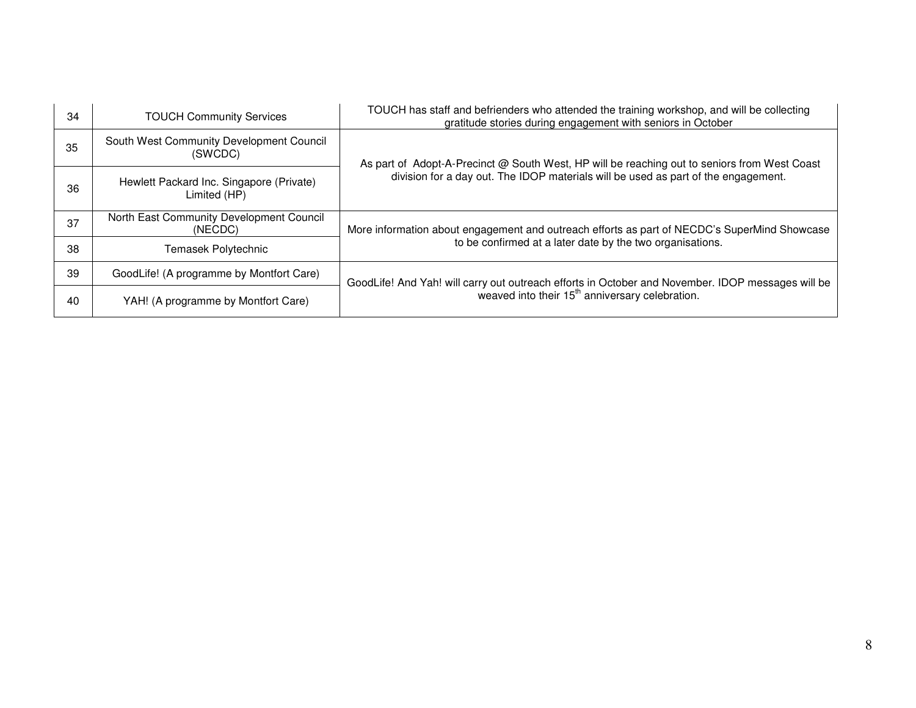| | | |
|---|---|---|
| 34 | TOUCH Community Services | TOUCH has staff and befrienders who attended the training workshop, and will be collecting gratitude stories during engagement with seniors in October |
| 35 | South West Community Development Council (SWCDC) | As part of Adopt-A-Precinct @ South West, HP will be reaching out to seniors from West Coast division for a day out. The IDOP materials will be used as part of the engagement. |
| 36 | Hewlett Packard Inc. Singapore (Private) Limited (HP) | |
| 37 | North East Community Development Council (NECDC) | More information about engagement and outreach efforts as part of NECDC's SuperMind Showcase to be confirmed at a later date by the two organisations. |
| 38 | Temasek Polytechnic | |
| 39 | GoodLife! (A programme by Montfort Care) | GoodLife! And Yah! will carry out outreach efforts in October and November. IDOP messages will be weaved into their 15th anniversary celebration. |
| 40 | YAH! (A programme by Montfort Care) | |